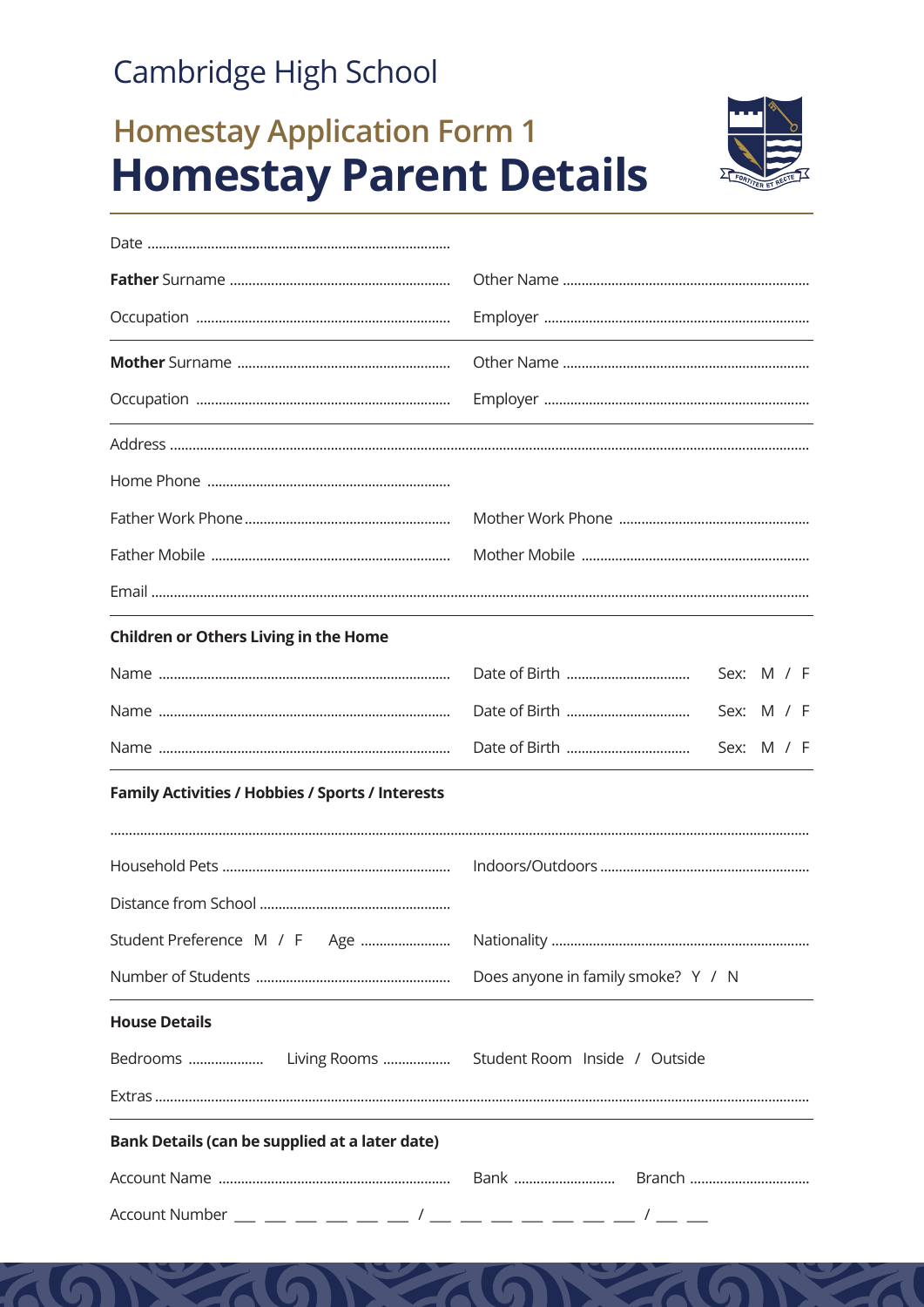Cambridge High School

## Homestay Application Form 1

# Homestay Parent Details

Date ..................................................................................

**Father** Surname .......................................................... Other Name ..................................................................

Occupation .................................................................... Employer ......................................................................

**Mother** Surname ........................................................ Other Name ..................................................................

Occupation .................................................................... Employer ......................................................................

Address ..........................................................................................................................................................................

Home Phone .................................................................

Father Work Phone....................................................... Mother Work Phone ..................................................

Father Mobile ............................................................... Mother Mobile ............................................................

Email .................................................................................................................................................................................

**Children or Others Living in the Home**

Name ............................................................................. Date of Birth ................................. Sex: M / F

Name ............................................................................. Date of Birth ................................. Sex: M / F

Name ............................................................................. Date of Birth ................................. Sex: M / F

**Family Activities / Hobbies / Sports / Interests**

..........................................................................................................................................................................................

Household Pets ............................................................ Indoors/Outdoors .......................................................

Distance from School ...................................................

Student Preference M / F Age ........................ Nationality .....................................................................

Number of Students .................................................... Does anyone in family smoke? Y / N

**House Details**

Bedrooms .................... Living Rooms .................. Student Room Inside / Outside

Extras ...............................................................................................................................................................................

**Bank Details (can be supplied at a later date)**

Account Name ............................................................. Bank ........................... Branch ................................

Account Number \_\_ \_\_ \_\_ \_\_ \_\_ \_\_ / \_\_ \_\_ \_\_ \_\_ \_\_ \_\_ \_\_ / \_\_ \_\_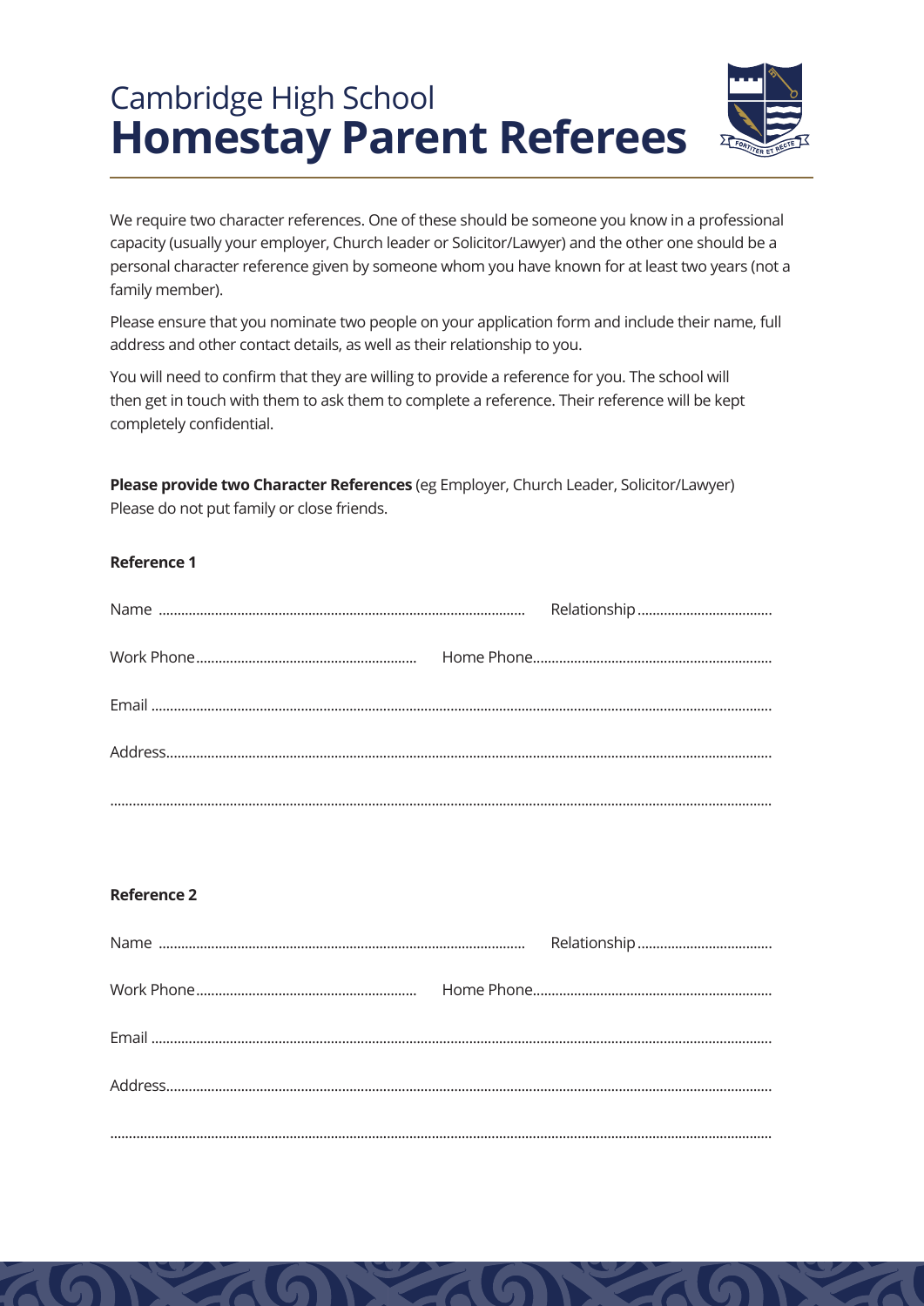# Cambridge High School
# Homestay Parent Referees

We require two character references. One of these should be someone you know in a professional capacity (usually your employer, Church leader or Solicitor/Lawyer) and the other one should be a personal character reference given by someone whom you have known for at least two years (not a family member).

Please ensure that you nominate two people on your application form and include their name, full address and other contact details, as well as their relationship to you.

You will need to confirm that they are willing to provide a reference for you. The school will then get in touch with them to ask them to complete a reference. Their reference will be kept completely confidential.

**Please provide two Character References** (eg Employer, Church Leader, Solicitor/Lawyer)
Please do not put family or close friends.

**Reference 1**

Name ........................................................................................ Relationship ....................................

Work Phone.......................................................... Home Phone................................................................

Email ....................................................................................................................................................................

Address................................................................................................................................................................

...............................................................................................................................................................................

**Reference 2**

Name ........................................................................................ Relationship ....................................

Work Phone.......................................................... Home Phone................................................................

Email ....................................................................................................................................................................

Address................................................................................................................................................................

...............................................................................................................................................................................